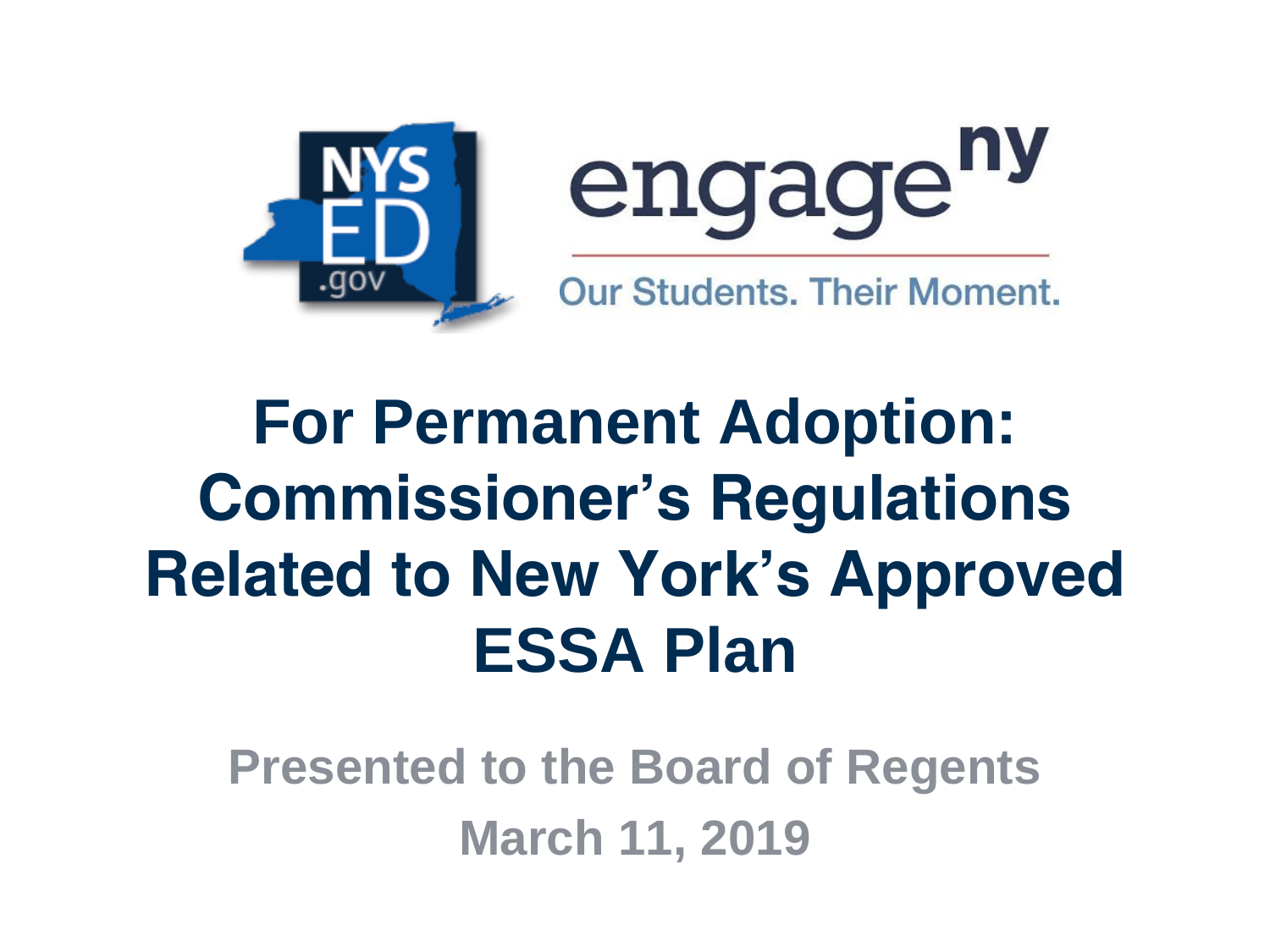NYS ED .gov

engage ny

Our Students. Their Moment.

# For Permanent Adoption: Commissioner's Regulations Related to New York's Approved ESSA Plan

Presented to the Board of Regents

March 11, 2019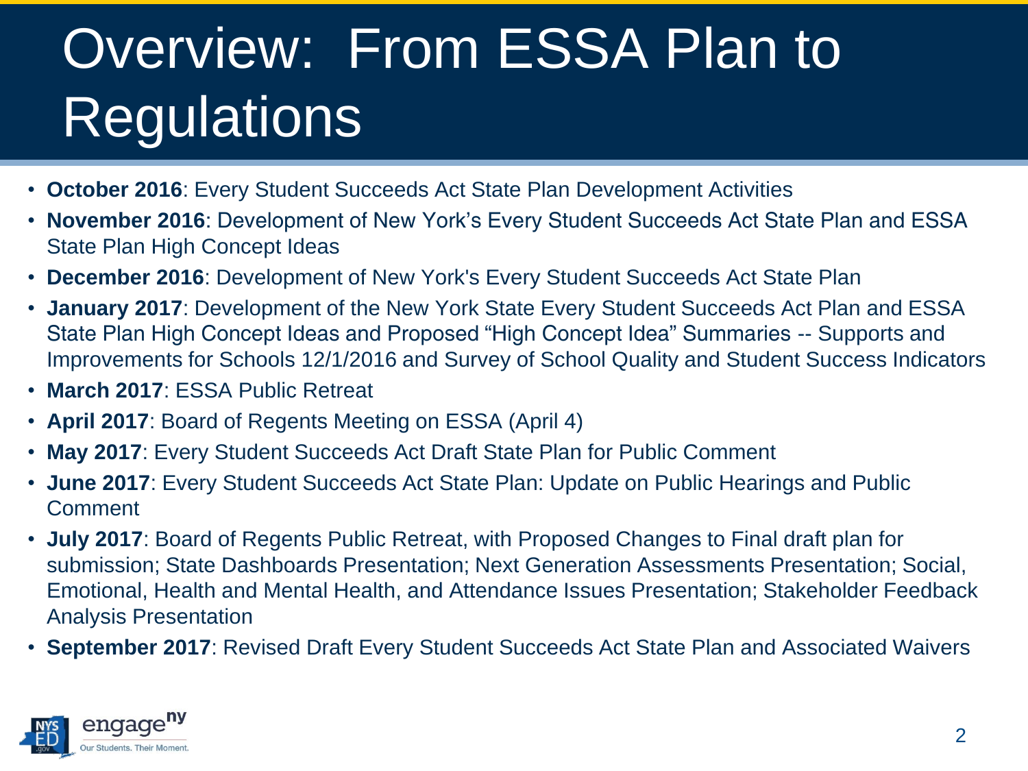# Overview: From ESSA Plan to Regulations

- **October 2016**: Every Student Succeeds Act State Plan Development Activities
- **November 2016**: Development of New York's Every Student Succeeds Act State Plan and ESSA State Plan High Concept Ideas
- **December 2016**: Development of New York's Every Student Succeeds Act State Plan
- **January 2017**: Development of the New York State Every Student Succeeds Act Plan and ESSA State Plan High Concept Ideas and Proposed "High Concept Idea" Summaries -- Supports and Improvements for Schools 12/1/2016 and Survey of School Quality and Student Success Indicators
- **March 2017**: ESSA Public Retreat
- **April 2017**: Board of Regents Meeting on ESSA (April 4)
- **May 2017**: Every Student Succeeds Act Draft State Plan for Public Comment
- **June 2017**: Every Student Succeeds Act State Plan: Update on Public Hearings and Public Comment
- **July 2017**: Board of Regents Public Retreat, with Proposed Changes to Final draft plan for submission; State Dashboards Presentation; Next Generation Assessments Presentation; Social, Emotional, Health and Mental Health, and Attendance Issues Presentation; Stakeholder Feedback Analysis Presentation
- **September 2017**: Revised Draft Every Student Succeeds Act State Plan and Associated Waivers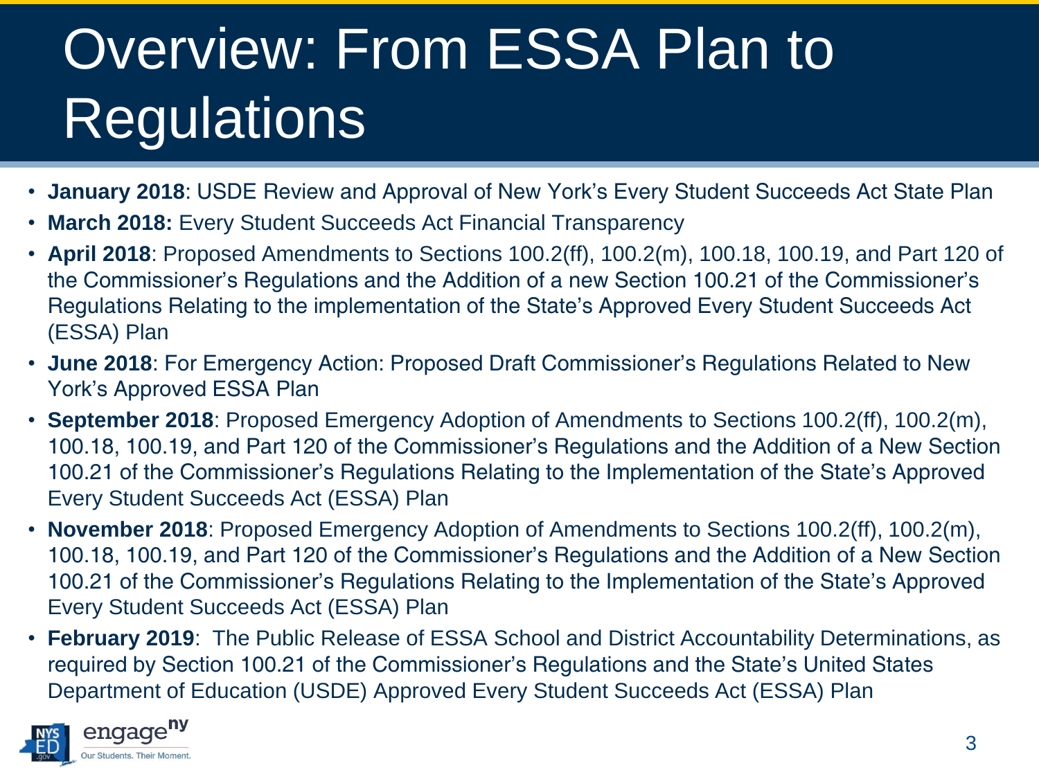# Overview: From ESSA Plan to Regulations

- **January 2018**: USDE Review and Approval of New York's Every Student Succeeds Act State Plan
- **March 2018:** Every Student Succeeds Act Financial Transparency
- **April 2018**: Proposed Amendments to Sections 100.2(ff), 100.2(m), 100.18, 100.19, and Part 120 of the Commissioner's Regulations and the Addition of a new Section 100.21 of the Commissioner's Regulations Relating to the implementation of the State's Approved Every Student Succeeds Act (ESSA) Plan
- **June 2018**: For Emergency Action: Proposed Draft Commissioner's Regulations Related to New York's Approved ESSA Plan
- **September 2018**: Proposed Emergency Adoption of Amendments to Sections 100.2(ff), 100.2(m), 100.18, 100.19, and Part 120 of the Commissioner's Regulations and the Addition of a New Section 100.21 of the Commissioner's Regulations Relating to the Implementation of the State's Approved Every Student Succeeds Act (ESSA) Plan
- **November 2018**: Proposed Emergency Adoption of Amendments to Sections 100.2(ff), 100.2(m), 100.18, 100.19, and Part 120 of the Commissioner's Regulations and the Addition of a New Section 100.21 of the Commissioner's Regulations Relating to the Implementation of the State's Approved Every Student Succeeds Act (ESSA) Plan
- **February 2019**: The Public Release of ESSA School and District Accountability Determinations, as required by Section 100.21 of the Commissioner's Regulations and the State's United States Department of Education (USDE) Approved Every Student Succeeds Act (ESSA) Plan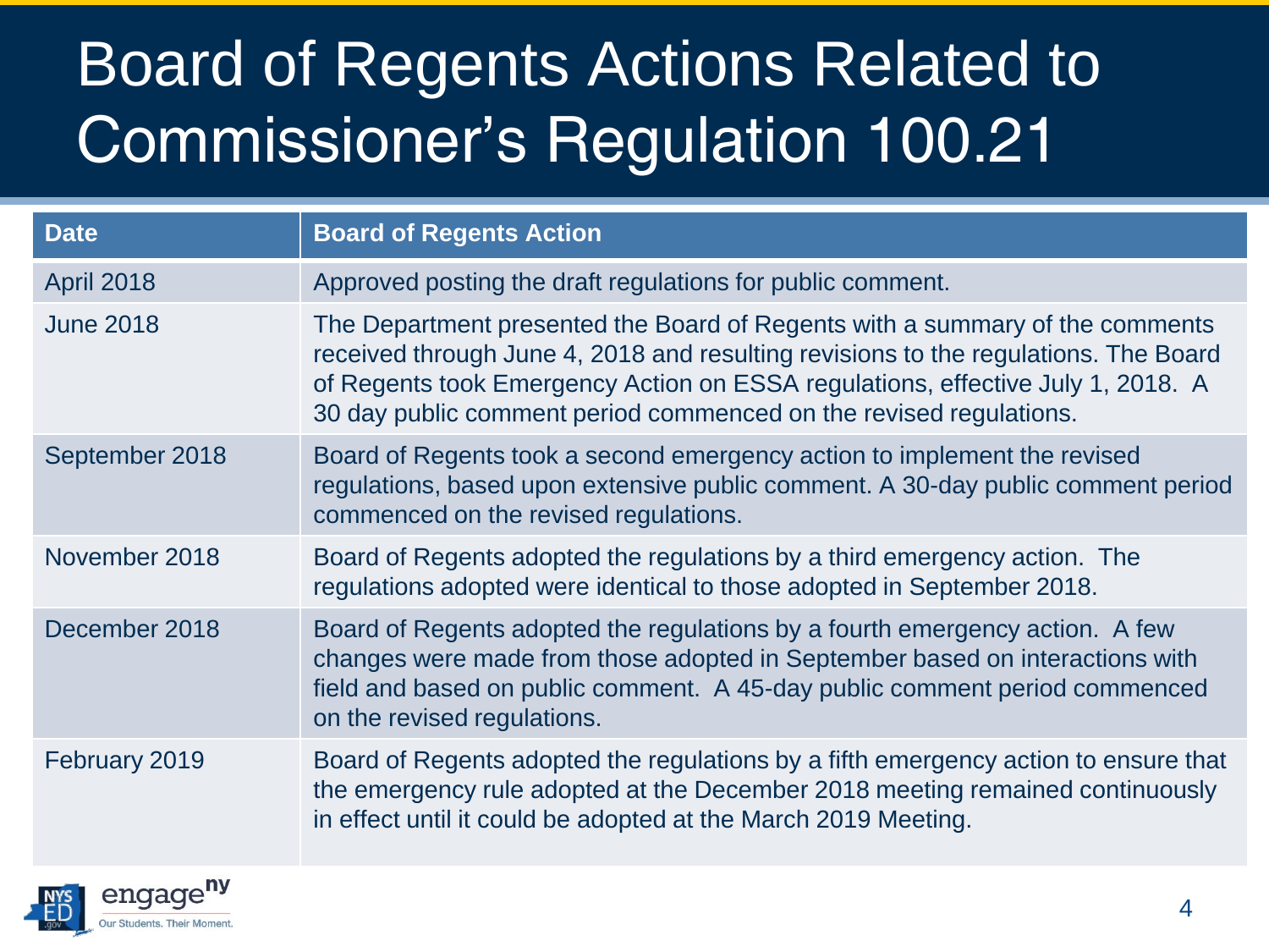# Board of Regents Actions Related to Commissioner's Regulation 100.21

| Date | Board of Regents Action |
| --- | --- |
| April 2018 | Approved posting the draft regulations for public comment. |
| June 2018 | The Department presented the Board of Regents with a summary of the comments received through June 4, 2018 and resulting revisions to the regulations. The Board of Regents took Emergency Action on ESSA regulations, effective July 1, 2018. A 30 day public comment period commenced on the revised regulations. |
| September 2018 | Board of Regents took a second emergency action to implement the revised regulations, based upon extensive public comment. A 30-day public comment period commenced on the revised regulations. |
| November 2018 | Board of Regents adopted the regulations by a third emergency action. The regulations adopted were identical to those adopted in September 2018. |
| December 2018 | Board of Regents adopted the regulations by a fourth emergency action. A few changes were made from those adopted in September based on interactions with field and based on public comment. A 45-day public comment period commenced on the revised regulations. |
| February 2019 | Board of Regents adopted the regulations by a fifth emergency action to ensure that the emergency rule adopted at the December 2018 meeting remained continuously in effect until it could be adopted at the March 2019 Meeting. |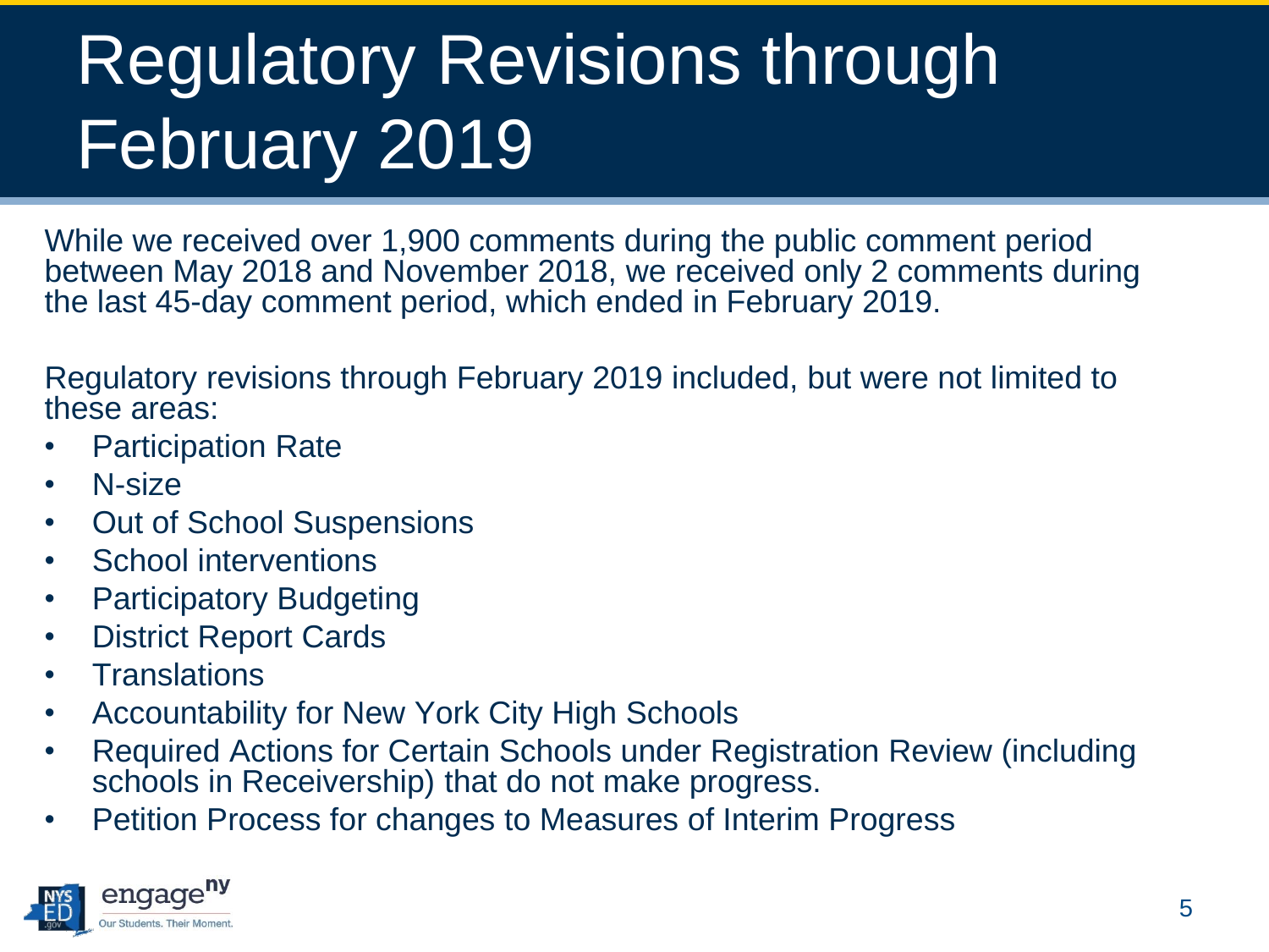# Regulatory Revisions through February 2019

While we received over 1,900 comments during the public comment period between May 2018 and November 2018, we received only 2 comments during the last 45-day comment period, which ended in February 2019.

Regulatory revisions through February 2019 included, but were not limited to these areas:

- Participation Rate
- N-size
- Out of School Suspensions
- School interventions
- Participatory Budgeting
- District Report Cards
- Translations
- Accountability for New York City High Schools
- Required Actions for Certain Schools under Registration Review (including schools in Receivership) that do not make progress.
- Petition Process for changes to Measures of Interim Progress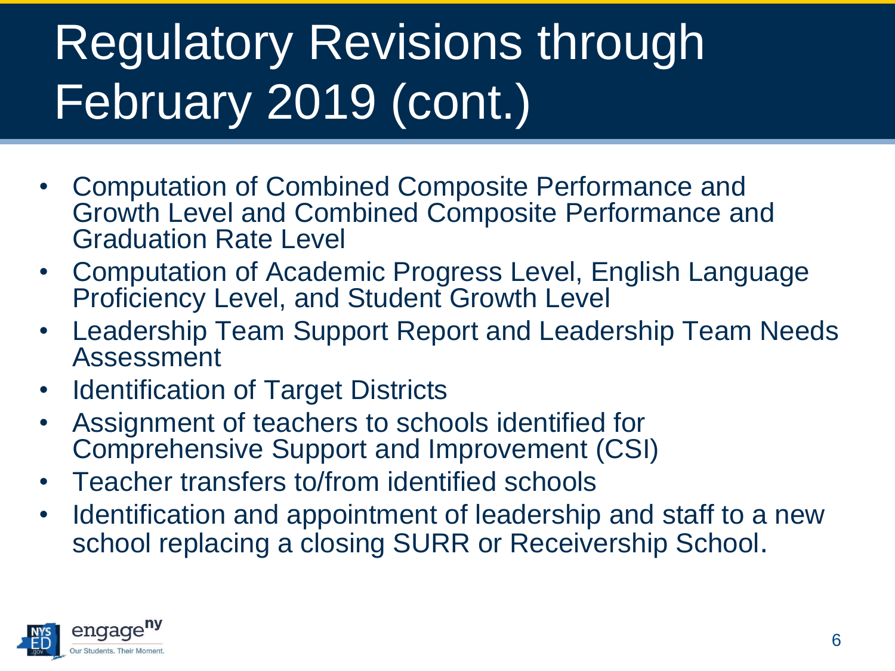# Regulatory Revisions through February 2019 (cont.)

- Computation of Combined Composite Performance and Growth Level and Combined Composite Performance and Graduation Rate Level
- Computation of Academic Progress Level, English Language Proficiency Level, and Student Growth Level
- Leadership Team Support Report and Leadership Team Needs Assessment
- Identification of Target Districts
- Assignment of teachers to schools identified for Comprehensive Support and Improvement (CSI)
- Teacher transfers to/from identified schools
- Identification and appointment of leadership and staff to a new school replacing a closing SURR or Receivership School.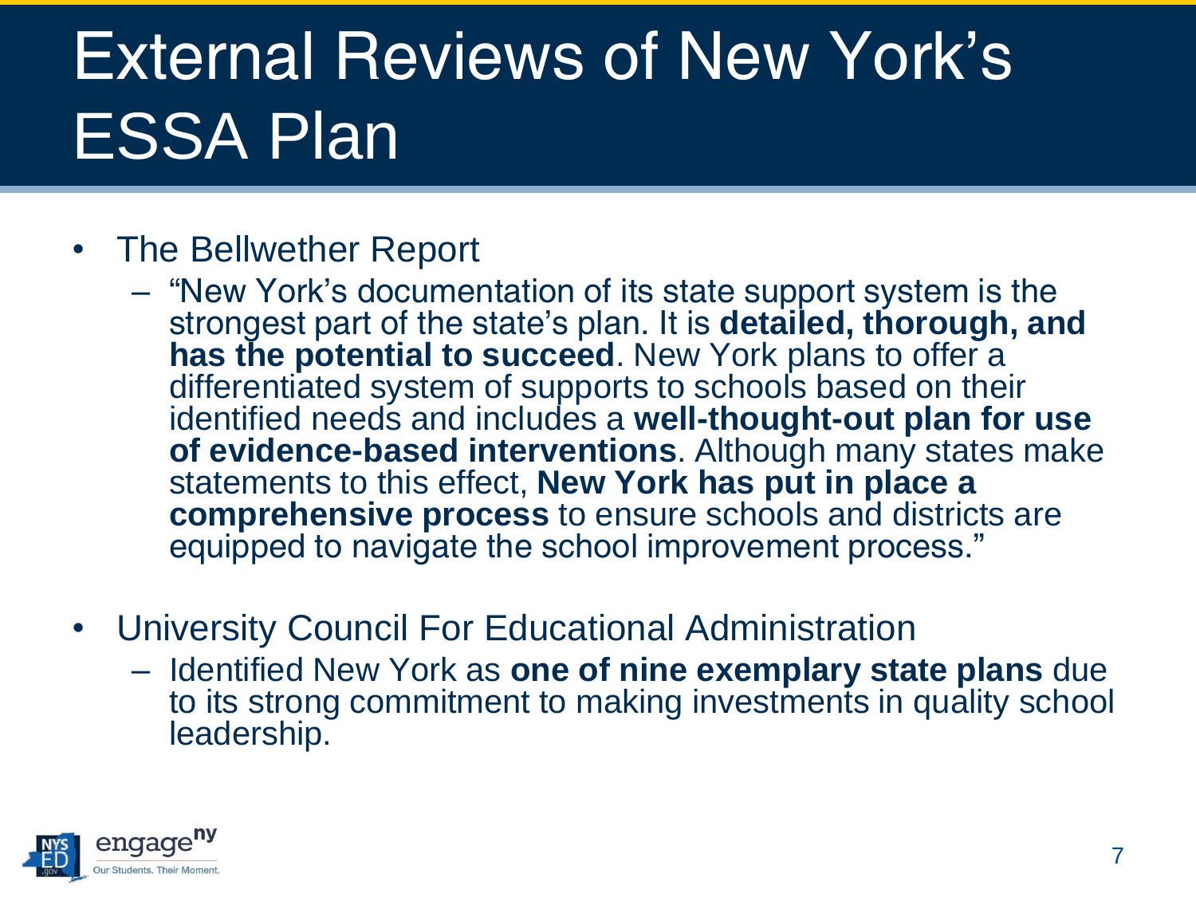# External Reviews of New York's ESSA Plan

- The Bellwether Report
  - "New York's documentation of its state support system is the strongest part of the state's plan. It is **detailed, thorough, and has the potential to succeed**. New York plans to offer a differentiated system of supports to schools based on their identified needs and includes a **well-thought-out plan for use of evidence-based interventions**. Although many states make statements to this effect, **New York has put in place a comprehensive process** to ensure schools and districts are equipped to navigate the school improvement process."
- University Council For Educational Administration
  - Identified New York as **one of nine exemplary state plans** due to its strong commitment to making investments in quality school leadership.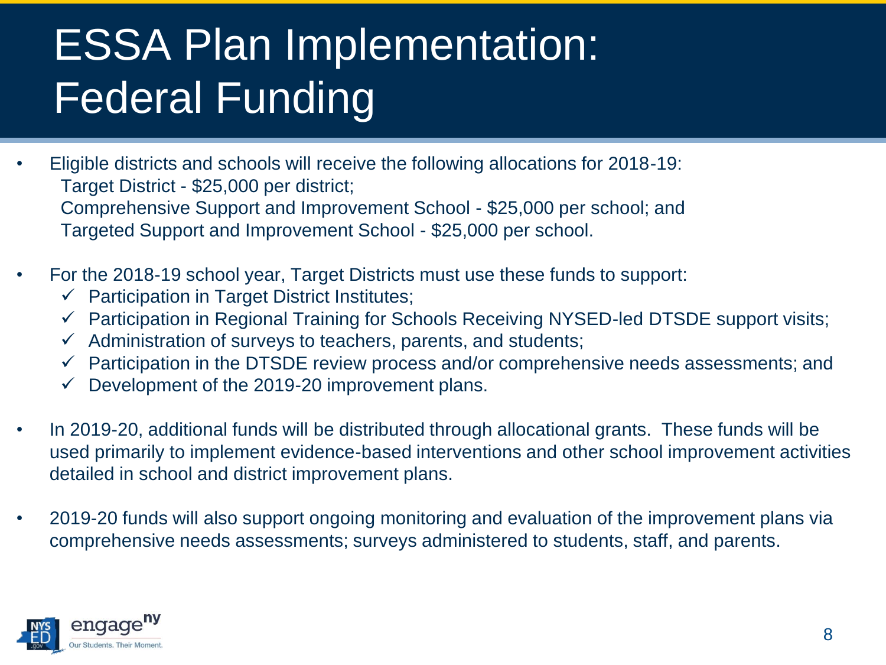# ESSA Plan Implementation: Federal Funding

- Eligible districts and schools will receive the following allocations for 2018-19:
  Target District - $25,000 per district;
  Comprehensive Support and Improvement School - $25,000 per school; and
  Targeted Support and Improvement School - $25,000 per school.

- For the 2018-19 school year, Target Districts must use these funds to support:
  - ✓ Participation in Target District Institutes;
  - ✓ Participation in Regional Training for Schools Receiving NYSED-led DTSDE support visits;
  - ✓ Administration of surveys to teachers, parents, and students;
  - ✓ Participation in the DTSDE review process and/or comprehensive needs assessments; and
  - ✓ Development of the 2019-20 improvement plans.

- In 2019-20, additional funds will be distributed through allocational grants. These funds will be used primarily to implement evidence-based interventions and other school improvement activities detailed in school and district improvement plans.

- 2019-20 funds will also support ongoing monitoring and evaluation of the improvement plans via comprehensive needs assessments; surveys administered to students, staff, and parents.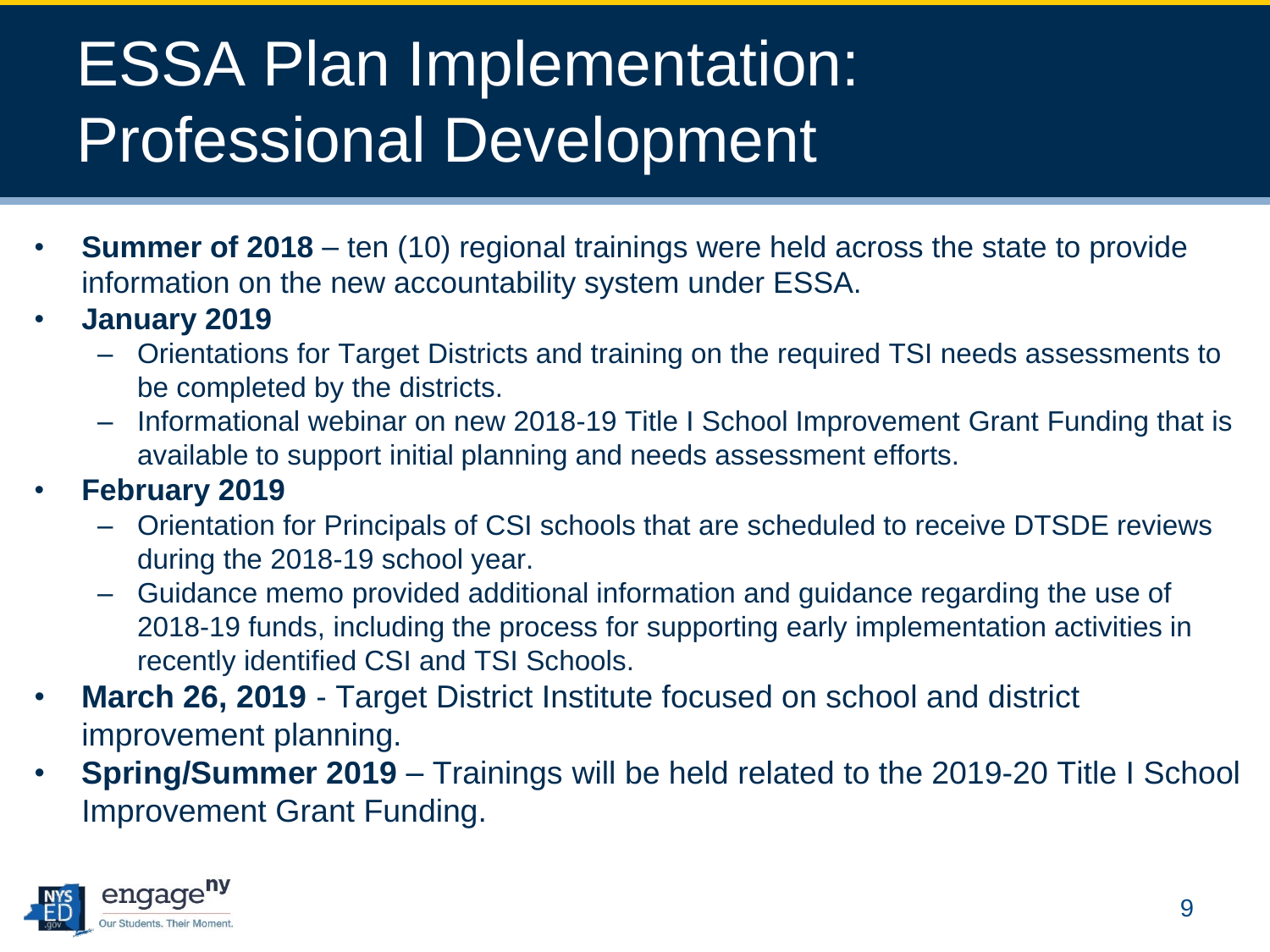# ESSA Plan Implementation: Professional Development

- **Summer of 2018** – ten (10) regional trainings were held across the state to provide information on the new accountability system under ESSA.
- **January 2019**
  - Orientations for Target Districts and training on the required TSI needs assessments to be completed by the districts.
  - Informational webinar on new 2018-19 Title I School Improvement Grant Funding that is available to support initial planning and needs assessment efforts.
- **February 2019**
  - Orientation for Principals of CSI schools that are scheduled to receive DTSDE reviews during the 2018-19 school year.
  - Guidance memo provided additional information and guidance regarding the use of 2018-19 funds, including the process for supporting early implementation activities in recently identified CSI and TSI Schools.
- **March 26, 2019** - Target District Institute focused on school and district improvement planning.
- **Spring/Summer 2019** – Trainings will be held related to the 2019-20 Title I School Improvement Grant Funding.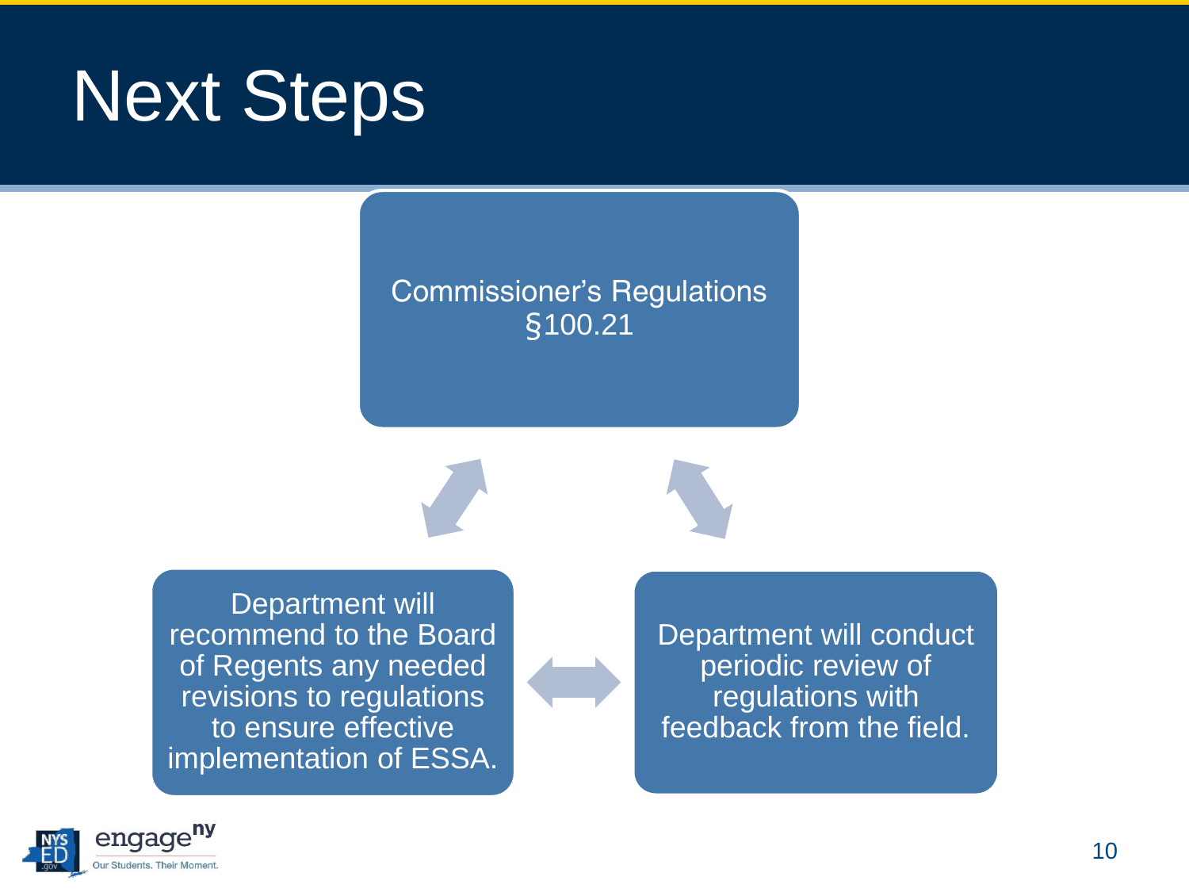# Next Steps

Commissioner's Regulations §100.21

Department will recommend to the Board of Regents any needed revisions to regulations to ensure effective implementation of ESSA.

Department will conduct periodic review of regulations with feedback from the field.